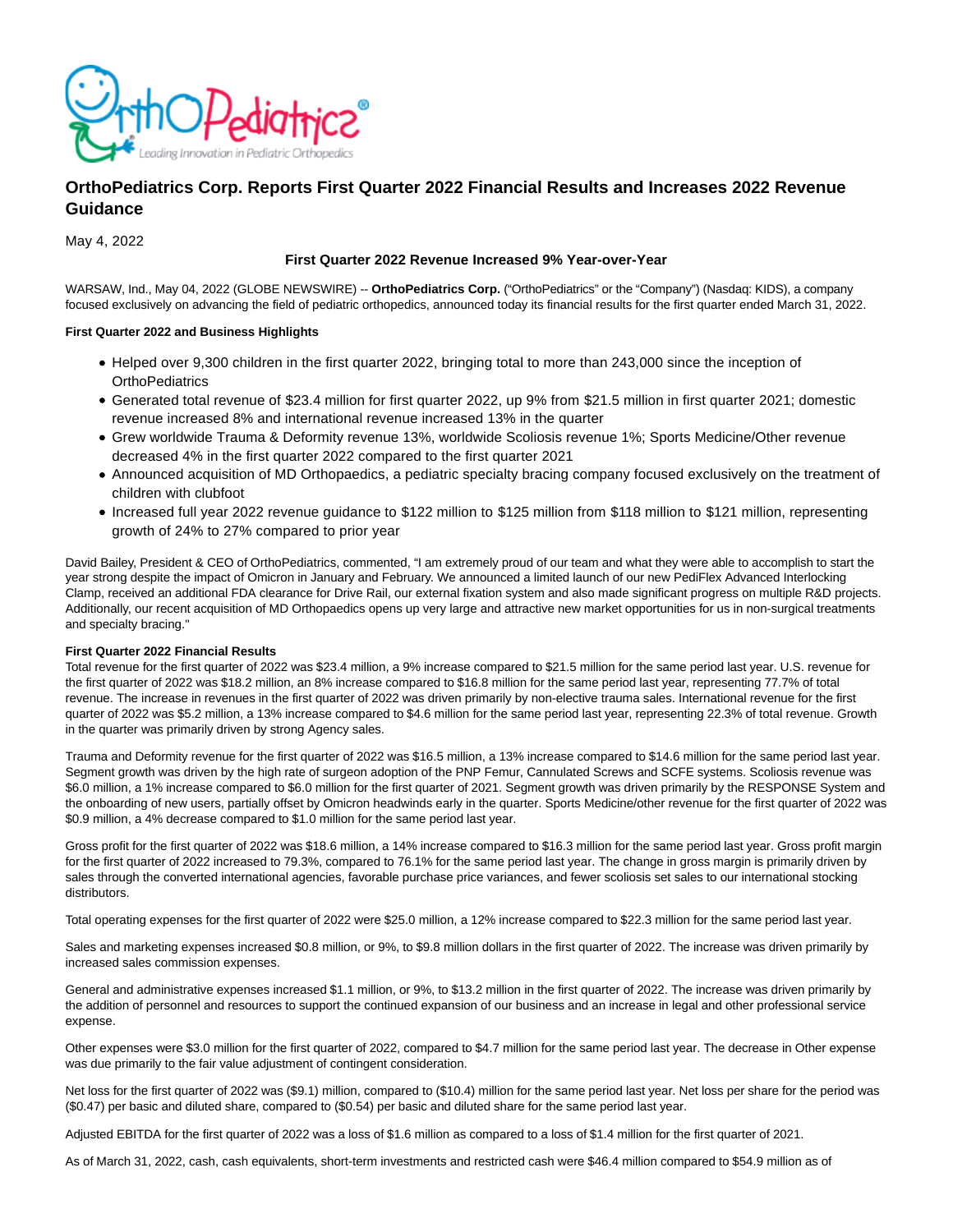# OrthoPediatrics Corp. Reports First Quarter 2022 Financial Results and Increases 2022 Revenue Guidance

May 4, 2022

**First Quarter 2022 Revenue Increased 9% Year-over-Year**

WARSAW, Ind., May 04, 2022 (GLOBE NEWSWIRE) -- **OrthoPediatrics Corp.** ("OrthoPediatrics" or the "Company") (Nasdaq: KIDS), a company focused exclusively on advancing the field of pediatric orthopedics, announced today its financial results for the first quarter ended March 31, 2022.

**First Quarter 2022 and Business Highlights**

- Helped over 9,300 children in the first quarter 2022, bringing total to more than 243,000 since the inception of OrthoPediatrics
- Generated total revenue of $23.4 million for first quarter 2022, up 9% from $21.5 million in first quarter 2021; domestic revenue increased 8% and international revenue increased 13% in the quarter
- Grew worldwide Trauma & Deformity revenue 13%, worldwide Scoliosis revenue 1%; Sports Medicine/Other revenue decreased 4% in the first quarter 2022 compared to the first quarter 2021
- Announced acquisition of MD Orthopaedics, a pediatric specialty bracing company focused exclusively on the treatment of children with clubfoot
- Increased full year 2022 revenue guidance to $122 million to $125 million from $118 million to $121 million, representing growth of 24% to 27% compared to prior year

David Bailey, President & CEO of OrthoPediatrics, commented, "I am extremely proud of our team and what they were able to accomplish to start the year strong despite the impact of Omicron in January and February. We announced a limited launch of our new PediFlex Advanced Interlocking Clamp, received an additional FDA clearance for Drive Rail, our external fixation system and also made significant progress on multiple R&D projects. Additionally, our recent acquisition of MD Orthopaedics opens up very large and attractive new market opportunities for us in non-surgical treatments and specialty bracing."

**First Quarter 2022 Financial Results**

Total revenue for the first quarter of 2022 was $23.4 million, a 9% increase compared to $21.5 million for the same period last year. U.S. revenue for the first quarter of 2022 was $18.2 million, an 8% increase compared to $16.8 million for the same period last year, representing 77.7% of total revenue. The increase in revenues in the first quarter of 2022 was driven primarily by non-elective trauma sales. International revenue for the first quarter of 2022 was $5.2 million, a 13% increase compared to $4.6 million for the same period last year, representing 22.3% of total revenue. Growth in the quarter was primarily driven by strong Agency sales.

Trauma and Deformity revenue for the first quarter of 2022 was $16.5 million, a 13% increase compared to $14.6 million for the same period last year. Segment growth was driven by the high rate of surgeon adoption of the PNP Femur, Cannulated Screws and SCFE systems. Scoliosis revenue was $6.0 million, a 1% increase compared to $6.0 million for the first quarter of 2021. Segment growth was driven primarily by the RESPONSE System and the onboarding of new users, partially offset by Omicron headwinds early in the quarter. Sports Medicine/other revenue for the first quarter of 2022 was $0.9 million, a 4% decrease compared to $1.0 million for the same period last year.

Gross profit for the first quarter of 2022 was $18.6 million, a 14% increase compared to $16.3 million for the same period last year. Gross profit margin for the first quarter of 2022 increased to 79.3%, compared to 76.1% for the same period last year. The change in gross margin is primarily driven by sales through the converted international agencies, favorable purchase price variances, and fewer scoliosis set sales to our international stocking distributors.

Total operating expenses for the first quarter of 2022 were $25.0 million, a 12% increase compared to $22.3 million for the same period last year.

Sales and marketing expenses increased $0.8 million, or 9%, to $9.8 million dollars in the first quarter of 2022. The increase was driven primarily by increased sales commission expenses.

General and administrative expenses increased $1.1 million, or 9%, to $13.2 million in the first quarter of 2022. The increase was driven primarily by the addition of personnel and resources to support the continued expansion of our business and an increase in legal and other professional service expense.

Other expenses were $3.0 million for the first quarter of 2022, compared to $4.7 million for the same period last year. The decrease in Other expense was due primarily to the fair value adjustment of contingent consideration.

Net loss for the first quarter of 2022 was ($9.1) million, compared to ($10.4) million for the same period last year. Net loss per share for the period was ($0.47) per basic and diluted share, compared to ($0.54) per basic and diluted share for the same period last year.

Adjusted EBITDA for the first quarter of 2022 was a loss of $1.6 million as compared to a loss of $1.4 million for the first quarter of 2021.

As of March 31, 2022, cash, cash equivalents, short-term investments and restricted cash were $46.4 million compared to $54.9 million as of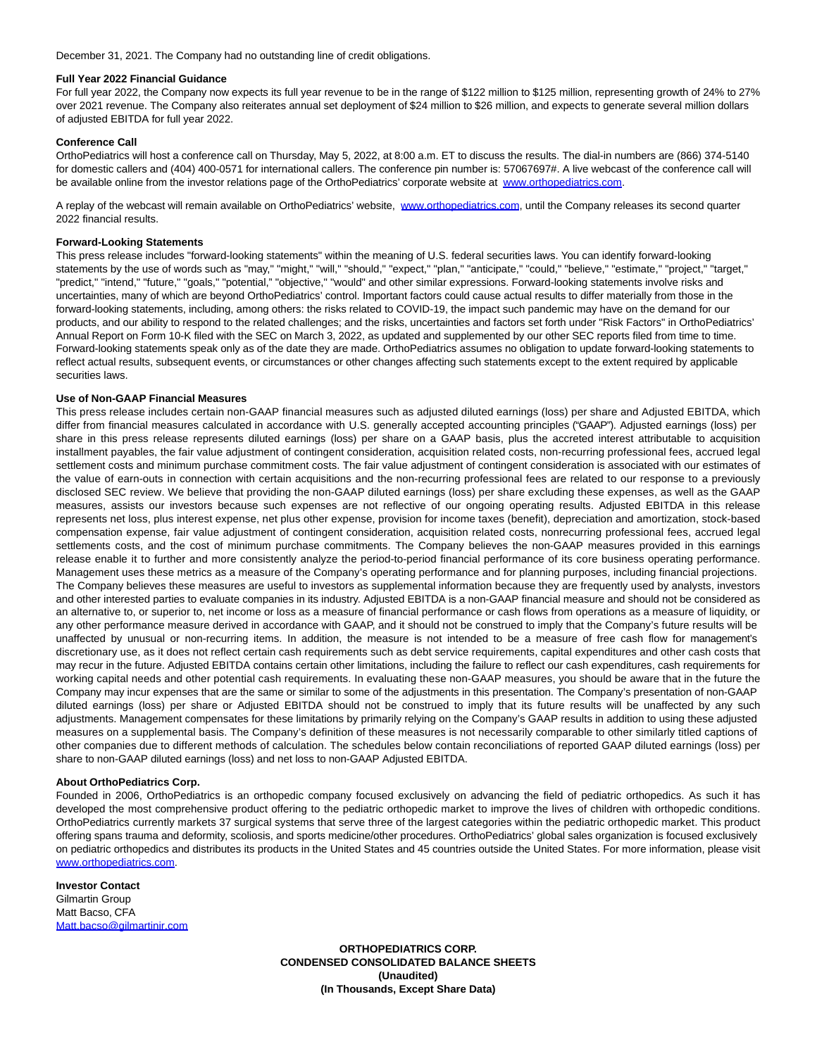December 31, 2021. The Company had no outstanding line of credit obligations.

**Full Year 2022 Financial Guidance**

For full year 2022, the Company now expects its full year revenue to be in the range of $122 million to $125 million, representing growth of 24% to 27% over 2021 revenue. The Company also reiterates annual set deployment of $24 million to $26 million, and expects to generate several million dollars of adjusted EBITDA for full year 2022.

**Conference Call**

OrthoPediatrics will host a conference call on Thursday, May 5, 2022, at 8:00 a.m. ET to discuss the results. The dial-in numbers are (866) 374-5140 for domestic callers and (404) 400-0571 for international callers. The conference pin number is: 57067697#. A live webcast of the conference call will be available online from the investor relations page of the OrthoPediatrics' corporate website at [www.orthopediatrics.com](www.orthopediatrics.com).

A replay of the webcast will remain available on OrthoPediatrics' website, [www.orthopediatrics.com](www.orthopediatrics.com), until the Company releases its second quarter 2022 financial results.

**Forward-Looking Statements**

This press release includes "forward-looking statements" within the meaning of U.S. federal securities laws. You can identify forward-looking statements by the use of words such as "may," "might," "will," "should," "expect," "plan," "anticipate," "could," "believe," "estimate," "project," "target," "predict," "intend," "future," "goals," "potential," "objective," "would" and other similar expressions. Forward-looking statements involve risks and uncertainties, many of which are beyond OrthoPediatrics' control. Important factors could cause actual results to differ materially from those in the forward-looking statements, including, among others: the risks related to COVID-19, the impact such pandemic may have on the demand for our products, and our ability to respond to the related challenges; and the risks, uncertainties and factors set forth under "Risk Factors" in OrthoPediatrics' Annual Report on Form 10-K filed with the SEC on March 3, 2022, as updated and supplemented by our other SEC reports filed from time to time. Forward-looking statements speak only as of the date they are made. OrthoPediatrics assumes no obligation to update forward-looking statements to reflect actual results, subsequent events, or circumstances or other changes affecting such statements except to the extent required by applicable securities laws.

**Use of Non-GAAP Financial Measures**

This press release includes certain non-GAAP financial measures such as adjusted diluted earnings (loss) per share and Adjusted EBITDA, which differ from financial measures calculated in accordance with U.S. generally accepted accounting principles ("GAAP"). Adjusted earnings (loss) per share in this press release represents diluted earnings (loss) per share on a GAAP basis, plus the accreted interest attributable to acquisition installment payables, the fair value adjustment of contingent consideration, acquisition related costs, non-recurring professional fees, accrued legal settlement costs and minimum purchase commitment costs. The fair value adjustment of contingent consideration is associated with our estimates of the value of earn-outs in connection with certain acquisitions and the non-recurring professional fees are related to our response to a previously disclosed SEC review. We believe that providing the non-GAAP diluted earnings (loss) per share excluding these expenses, as well as the GAAP measures, assists our investors because such expenses are not reflective of our ongoing operating results. Adjusted EBITDA in this release represents net loss, plus interest expense, net plus other expense, provision for income taxes (benefit), depreciation and amortization, stock-based compensation expense, fair value adjustment of contingent consideration, acquisition related costs, nonrecurring professional fees, accrued legal settlements costs, and the cost of minimum purchase commitments. The Company believes the non-GAAP measures provided in this earnings release enable it to further and more consistently analyze the period-to-period financial performance of its core business operating performance. Management uses these metrics as a measure of the Company's operating performance and for planning purposes, including financial projections. The Company believes these measures are useful to investors as supplemental information because they are frequently used by analysts, investors and other interested parties to evaluate companies in its industry. Adjusted EBITDA is a non-GAAP financial measure and should not be considered as an alternative to, or superior to, net income or loss as a measure of financial performance or cash flows from operations as a measure of liquidity, or any other performance measure derived in accordance with GAAP, and it should not be construed to imply that the Company's future results will be unaffected by unusual or non-recurring items. In addition, the measure is not intended to be a measure of free cash flow for management's discretionary use, as it does not reflect certain cash requirements such as debt service requirements, capital expenditures and other cash costs that may recur in the future. Adjusted EBITDA contains certain other limitations, including the failure to reflect our cash expenditures, cash requirements for working capital needs and other potential cash requirements. In evaluating these non-GAAP measures, you should be aware that in the future the Company may incur expenses that are the same or similar to some of the adjustments in this presentation. The Company's presentation of non-GAAP diluted earnings (loss) per share or Adjusted EBITDA should not be construed to imply that its future results will be unaffected by any such adjustments. Management compensates for these limitations by primarily relying on the Company's GAAP results in addition to using these adjusted measures on a supplemental basis. The Company's definition of these measures is not necessarily comparable to other similarly titled captions of other companies due to different methods of calculation. The schedules below contain reconciliations of reported GAAP diluted earnings (loss) per share to non-GAAP diluted earnings (loss) and net loss to non-GAAP Adjusted EBITDA.

**About OrthoPediatrics Corp.**

Founded in 2006, OrthoPediatrics is an orthopedic company focused exclusively on advancing the field of pediatric orthopedics. As such it has developed the most comprehensive product offering to the pediatric orthopedic market to improve the lives of children with orthopedic conditions. OrthoPediatrics currently markets 37 surgical systems that serve three of the largest categories within the pediatric orthopedic market. This product offering spans trauma and deformity, scoliosis, and sports medicine/other procedures. OrthoPediatrics' global sales organization is focused exclusively on pediatric orthopedics and distributes its products in the United States and 45 countries outside the United States. For more information, please visit [www.orthopediatrics.com](www.orthopediatrics.com).

**Investor Contact**

Gilmartin Group
Matt Bacso, CFA
[Matt.bacso@gilmartinir.com](mailto:Matt.bacso@gilmartinir.com)

**ORTHOPEDIATRICS CORP.**
**CONDENSED CONSOLIDATED BALANCE SHEETS**
**(Unaudited)**
**(In Thousands, Except Share Data)**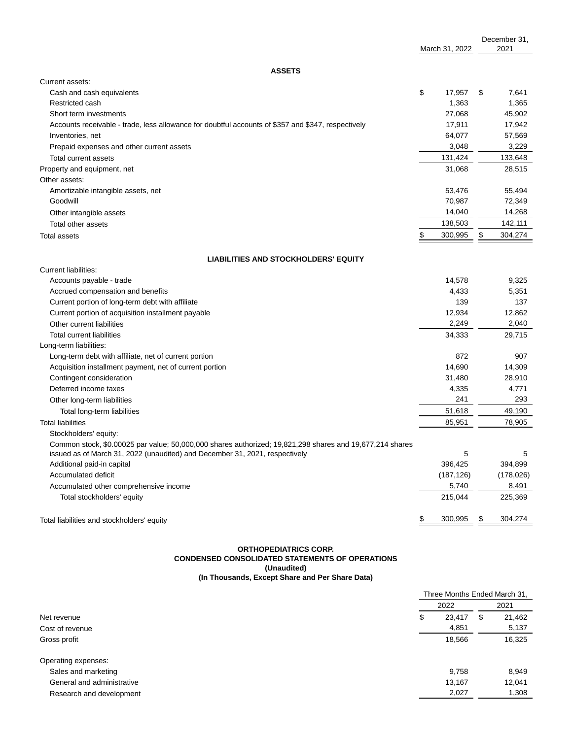| | March 31, 2022 | December 31, 2021 |
|---|---|---|
| **ASSETS** | | |
| Current assets: | | |
| Cash and cash equivalents | $ 17,957 | $ 7,641 |
| Restricted cash | 1,363 | 1,365 |
| Short term investments | 27,068 | 45,902 |
| Accounts receivable - trade, less allowance for doubtful accounts of $357 and $347, respectively | 17,911 | 17,942 |
| Inventories, net | 64,077 | 57,569 |
| Prepaid expenses and other current assets | 3,048 | 3,229 |
| Total current assets | 131,424 | 133,648 |
| Property and equipment, net | 31,068 | 28,515 |
| Other assets: | | |
| Amortizable intangible assets, net | 53,476 | 55,494 |
| Goodwill | 70,987 | 72,349 |
| Other intangible assets | 14,040 | 14,268 |
| Total other assets | 138,503 | 142,111 |
| Total assets | $ 300,995 | $ 304,274 |
| **LIABILITIES AND STOCKHOLDERS' EQUITY** | | |
| Current liabilities: | | |
| Accounts payable - trade | 14,578 | 9,325 |
| Accrued compensation and benefits | 4,433 | 5,351 |
| Current portion of long-term debt with affiliate | 139 | 137 |
| Current portion of acquisition installment payable | 12,934 | 12,862 |
| Other current liabilities | 2,249 | 2,040 |
| Total current liabilities | 34,333 | 29,715 |
| Long-term liabilities: | | |
| Long-term debt with affiliate, net of current portion | 872 | 907 |
| Acquisition installment payment, net of current portion | 14,690 | 14,309 |
| Contingent consideration | 31,480 | 28,910 |
| Deferred income taxes | 4,335 | 4,771 |
| Other long-term liabilities | 241 | 293 |
| Total long-term liabilities | 51,618 | 49,190 |
| Total liabilities | 85,951 | 78,905 |
| Stockholders' equity: | | |
| Common stock, $0.00025 par value; 50,000,000 shares authorized; 19,821,298 shares and 19,677,214 shares issued as of March 31, 2022 (unaudited) and December 31, 2021, respectively | 5 | 5 |
| Additional paid-in capital | 396,425 | 394,899 |
| Accumulated deficit | (187,126) | (178,026) |
| Accumulated other comprehensive income | 5,740 | 8,491 |
| Total stockholders' equity | 215,044 | 225,369 |
| Total liabilities and stockholders' equity | $ 300,995 | $ 304,274 |

**ORTHOPEDIATRICS CORP.**
**CONDENSED CONSOLIDATED STATEMENTS OF OPERATIONS**
**(Unaudited)**
**(In Thousands, Except Share and Per Share Data)**

| | Three Months Ended March 31, | |
|---|---|---|
| | 2022 | 2021 |
| Net revenue | $ 23,417 | $ 21,462 |
| Cost of revenue | 4,851 | 5,137 |
| Gross profit | 18,566 | 16,325 |
| Operating expenses: | | |
| Sales and marketing | 9,758 | 8,949 |
| General and administrative | 13,167 | 12,041 |
| Research and development | 2,027 | 1,308 |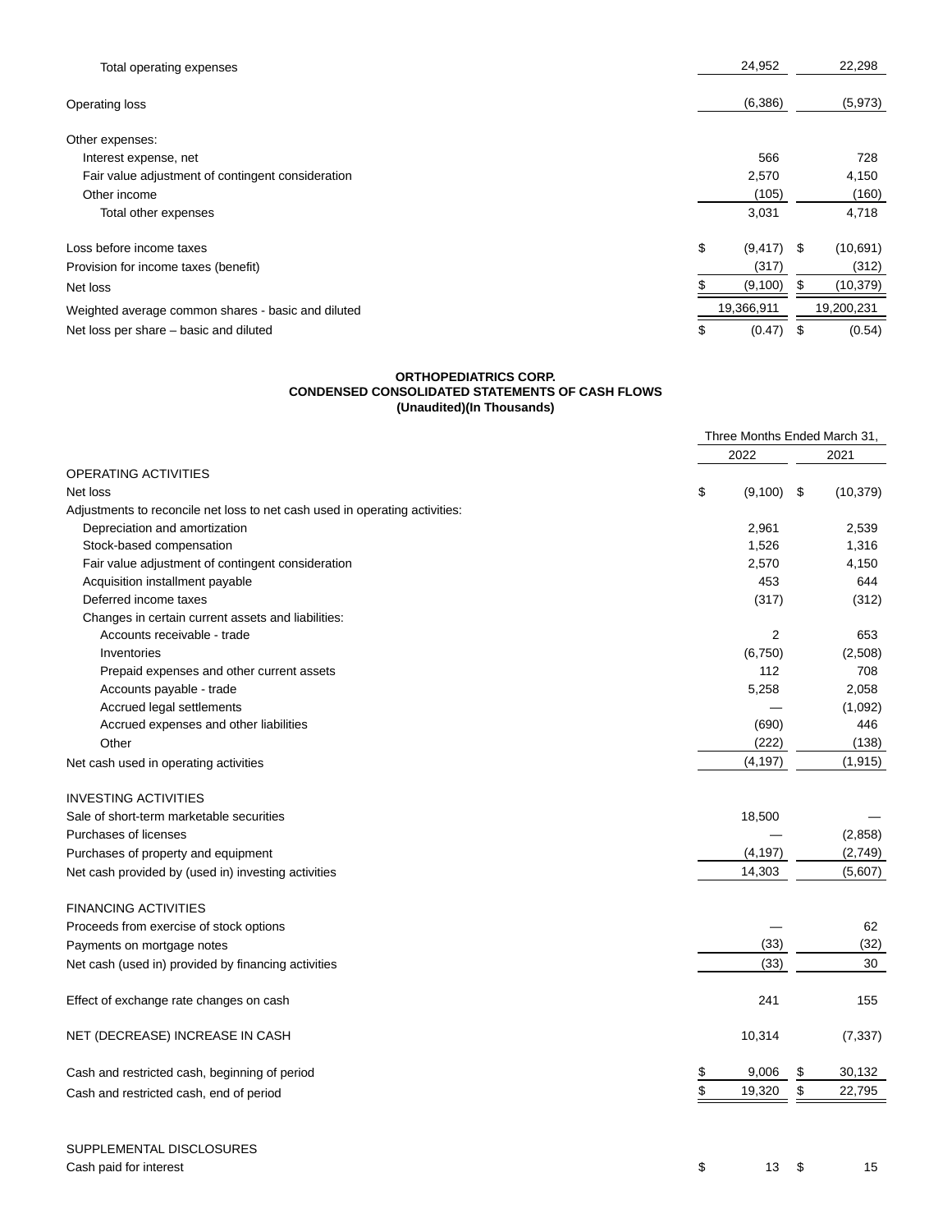| | | |
|---|---|---|
| Total operating expenses | 24,952 | 22,298 |
| Operating loss | (6,386) | (5,973) |
| Other expenses: | | |
| Interest expense, net | 566 | 728 |
| Fair value adjustment of contingent consideration | 2,570 | 4,150 |
| Other income | (105) | (160) |
| Total other expenses | 3,031 | 4,718 |
| Loss before income taxes | $ (9,417) | $ (10,691) |
| Provision for income taxes (benefit) | (317) | (312) |
| Net loss | $ (9,100) | $ (10,379) |
| Weighted average common shares - basic and diluted | 19,366,911 | 19,200,231 |
| Net loss per share – basic and diluted | $ (0.47) | $ (0.54) |

**ORTHOPEDIATRICS CORP.**
**CONDENSED CONSOLIDATED STATEMENTS OF CASH FLOWS**
**(Unaudited)(In Thousands)**

| | Three Months Ended March 31, | |
|---|---|---|
| | 2022 | 2021 |
| OPERATING ACTIVITIES | | |
| Net loss | $ (9,100) | $ (10,379) |
| Adjustments to reconcile net loss to net cash used in operating activities: | | |
| Depreciation and amortization | 2,961 | 2,539 |
| Stock-based compensation | 1,526 | 1,316 |
| Fair value adjustment of contingent consideration | 2,570 | 4,150 |
| Acquisition installment payable | 453 | 644 |
| Deferred income taxes | (317) | (312) |
| Changes in certain current assets and liabilities: | | |
| Accounts receivable - trade | 2 | 653 |
| Inventories | (6,750) | (2,508) |
| Prepaid expenses and other current assets | 112 | 708 |
| Accounts payable - trade | 5,258 | 2,058 |
| Accrued legal settlements | — | (1,092) |
| Accrued expenses and other liabilities | (690) | 446 |
| Other | (222) | (138) |
| Net cash used in operating activities | (4,197) | (1,915) |
| INVESTING ACTIVITIES | | |
| Sale of short-term marketable securities | 18,500 | — |
| Purchases of licenses | — | (2,858) |
| Purchases of property and equipment | (4,197) | (2,749) |
| Net cash provided by (used in) investing activities | 14,303 | (5,607) |
| FINANCING ACTIVITIES | | |
| Proceeds from exercise of stock options | — | 62 |
| Payments on mortgage notes | (33) | (32) |
| Net cash (used in) provided by financing activities | (33) | 30 |
| Effect of exchange rate changes on cash | 241 | 155 |
| NET (DECREASE) INCREASE IN CASH | 10,314 | (7,337) |
| Cash and restricted cash, beginning of period | $ 9,006 | $ 30,132 |
| Cash and restricted cash, end of period | $ 19,320 | $ 22,795 |
| SUPPLEMENTAL DISCLOSURES | | |
| Cash paid for interest | $ 13 | $ 15 |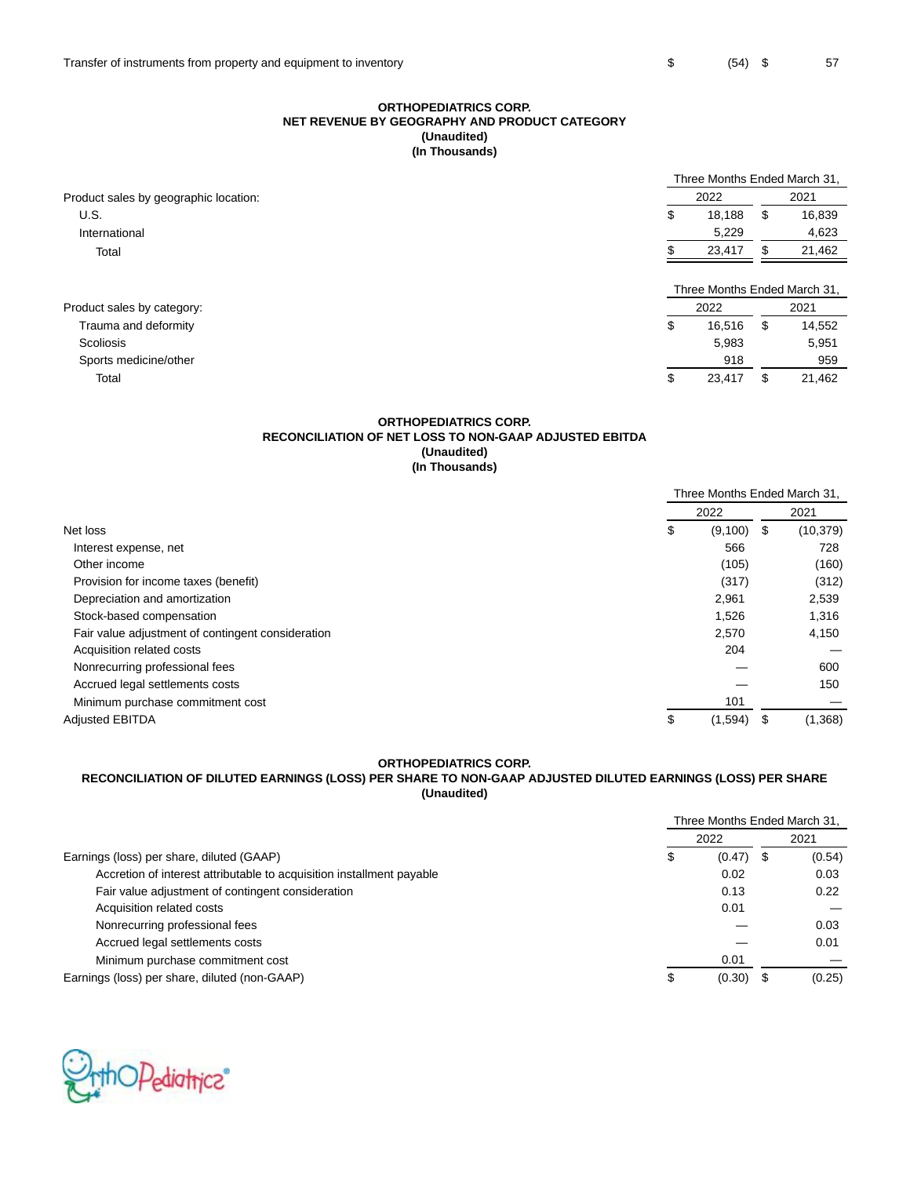| | | |
|---|---|---|
| Transfer of instruments from property and equipment to inventory | $ (54) | $ 57 |

**ORTHOPEDIATRICS CORP.**
**NET REVENUE BY GEOGRAPHY AND PRODUCT CATEGORY**
**(Unaudited)**
**(In Thousands)**

| | Three Months Ended March 31, | |
|---|---|---|
| Product sales by geographic location: | 2022 | 2021 |
| U.S. | $ 18,188 | $ 16,839 |
| International | 5,229 | 4,623 |
| Total | $ 23,417 | $ 21,462 |

| | Three Months Ended March 31, | |
|---|---|---|
| Product sales by category: | 2022 | 2021 |
| Trauma and deformity | $ 16,516 | $ 14,552 |
| Scoliosis | 5,983 | 5,951 |
| Sports medicine/other | 918 | 959 |
| Total | $ 23,417 | $ 21,462 |

**ORTHOPEDIATRICS CORP.**
**RECONCILIATION OF NET LOSS TO NON-GAAP ADJUSTED EBITDA**
**(Unaudited)**
**(In Thousands)**

| | Three Months Ended March 31, | |
|---|---|---|
| | 2022 | 2021 |
| Net loss | $ (9,100) | $ (10,379) |
| Interest expense, net | 566 | 728 |
| Other income | (105) | (160) |
| Provision for income taxes (benefit) | (317) | (312) |
| Depreciation and amortization | 2,961 | 2,539 |
| Stock-based compensation | 1,526 | 1,316 |
| Fair value adjustment of contingent consideration | 2,570 | 4,150 |
| Acquisition related costs | 204 | — |
| Nonrecurring professional fees | — | 600 |
| Accrued legal settlements costs | — | 150 |
| Minimum purchase commitment cost | 101 | — |
| Adjusted EBITDA | $ (1,594) | $ (1,368) |

**ORTHOPEDIATRICS CORP.**
**RECONCILIATION OF DILUTED EARNINGS (LOSS) PER SHARE TO NON-GAAP ADJUSTED DILUTED EARNINGS (LOSS) PER SHARE**
**(Unaudited)**

| | Three Months Ended March 31, | |
|---|---|---|
| | 2022 | 2021 |
| Earnings (loss) per share, diluted (GAAP) | $ (0.47) | $ (0.54) |
| Accretion of interest attributable to acquisition installment payable | 0.02 | 0.03 |
| Fair value adjustment of contingent consideration | 0.13 | 0.22 |
| Acquisition related costs | 0.01 | — |
| Nonrecurring professional fees | — | 0.03 |
| Accrued legal settlements costs | — | 0.01 |
| Minimum purchase commitment cost | 0.01 | — |
| Earnings (loss) per share, diluted (non-GAAP) | $ (0.30) | $ (0.25) |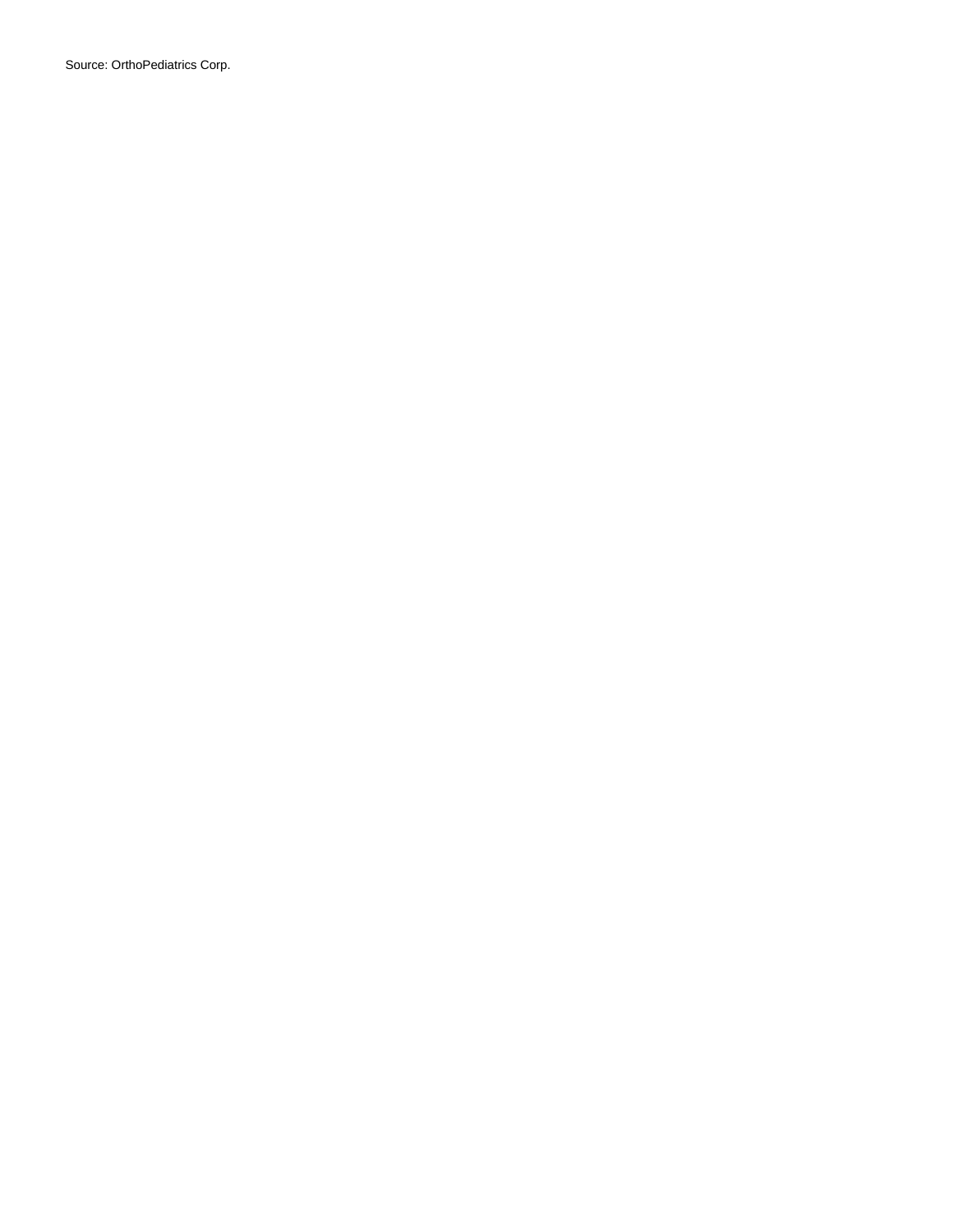Source: OrthoPediatrics Corp.